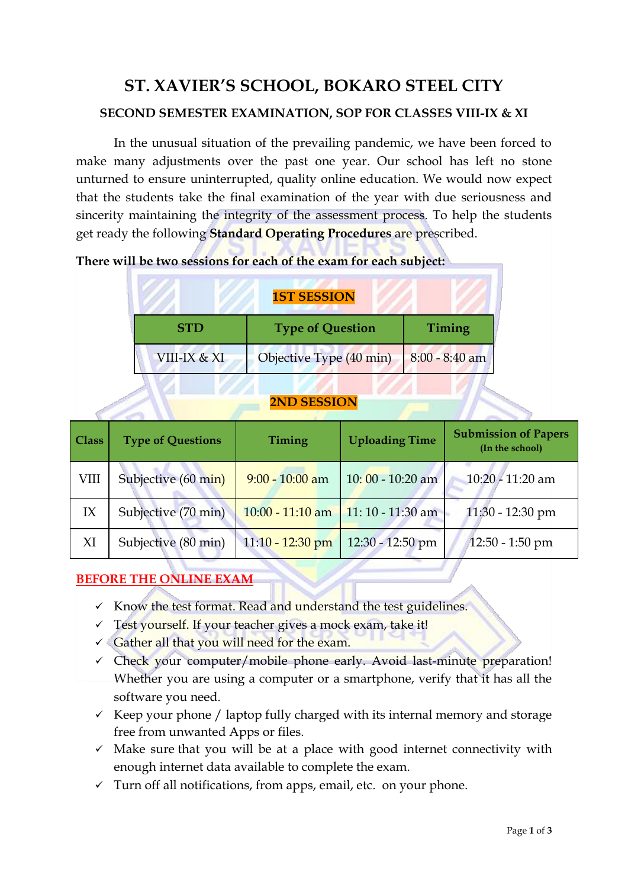# ST. XAVIER'S SCHOOL, BOKARO STEEL CITY

## SECOND SEMESTER EXAMINATION, SOP FOR CLASSES VIII-IX & XI

In the unusual situation of the prevailing pandemic, we have been forced to make many adjustments over the past one year. Our school has left no stone unturned to ensure uninterrupted, quality online education. We would now expect that the students take the final examination of the year with due seriousness and sincerity maintaining the integrity of the assessment process. To help the students get ready the following **Standard Operating Procedures** are prescribed.

**There will be two sessions for each of the exam for each subject:**

**1ST SESSION**

| STD | Type of Question | Timing |
|---|---|---|
| VIII-IX & XI | Objective Type (40 min) | 8:00 - 8:40 am |

**2ND SESSION**

| Class | Type of Questions | Timing | Uploading Time | Submission of Papers (In the school) |
|---|---|---|---|---|
| VIII | Subjective (60 min) | 9:00 - 10:00 am | 10: 00 - 10:20 am | 10:20 - 11:20 am |
| IX | Subjective (70 min) | 10:00 - 11:10 am | 11: 10 - 11:30 am | 11:30 - 12:30 pm |
| XI | Subjective (80 min) | 11:10 - 12:30 pm | 12:30 - 12:50 pm | 12:50 - 1:50 pm |

## BEFORE THE ONLINE EXAM

- ✓ Know the test format. Read and understand the test guidelines.
- ✓ Test yourself. If your teacher gives a mock exam, take it!
- ✓ Gather all that you will need for the exam.
- ✓ Check your computer/mobile phone early. Avoid last-minute preparation! Whether you are using a computer or a smartphone, verify that it has all the software you need.
- ✓ Keep your phone / laptop fully charged with its internal memory and storage free from unwanted Apps or files.
- ✓ Make sure that you will be at a place with good internet connectivity with enough internet data available to complete the exam.
- ✓ Turn off all notifications, from apps, email, etc. on your phone.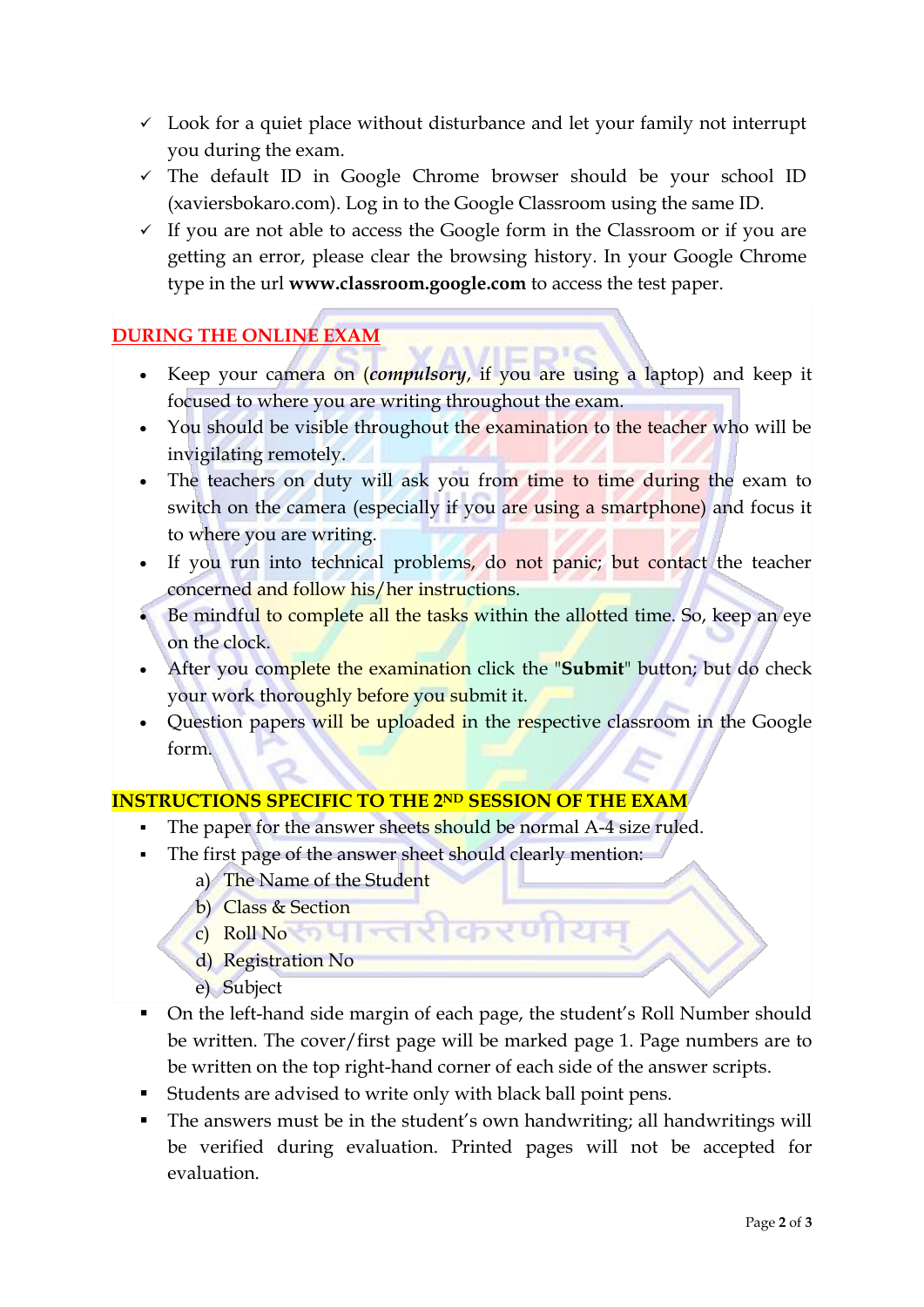- ✓ Look for a quiet place without disturbance and let your family not interrupt you during the exam.
- ✓ The default ID in Google Chrome browser should be your school ID (xaviersbokaro.com). Log in to the Google Classroom using the same ID.
- ✓ If you are not able to access the Google form in the Classroom or if you are getting an error, please clear the browsing history. In your Google Chrome type in the url **www.classroom.google.com** to access the test paper.

## DURING THE ONLINE EXAM

- Keep your camera on (***compulsory***, if you are using a laptop) and keep it focused to where you are writing throughout the exam.
- You should be visible throughout the examination to the teacher who will be invigilating remotely.
- The teachers on duty will ask you from time to time during the exam to switch on the camera (especially if you are using a smartphone) and focus it to where you are writing.
- If you run into technical problems, do not panic; but contact the teacher concerned and follow his/her instructions.
- Be mindful to complete all the tasks within the allotted time. So, keep an eye on the clock.
- After you complete the examination click the "**Submit**" button; but do check your work thoroughly before you submit it.
- Question papers will be uploaded in the respective classroom in the Google form.

## INSTRUCTIONS SPECIFIC TO THE 2ND SESSION OF THE EXAM

- The paper for the answer sheets should be normal A-4 size ruled.
- The first page of the answer sheet should clearly mention:
  a) The Name of the Student
  b) Class & Section
  c) Roll No
  d) Registration No
  e) Subject
- On the left-hand side margin of each page, the student's Roll Number should be written. The cover/first page will be marked page 1. Page numbers are to be written on the top right-hand corner of each side of the answer scripts.
- Students are advised to write only with black ball point pens.
- The answers must be in the student's own handwriting; all handwritings will be verified during evaluation. Printed pages will not be accepted for evaluation.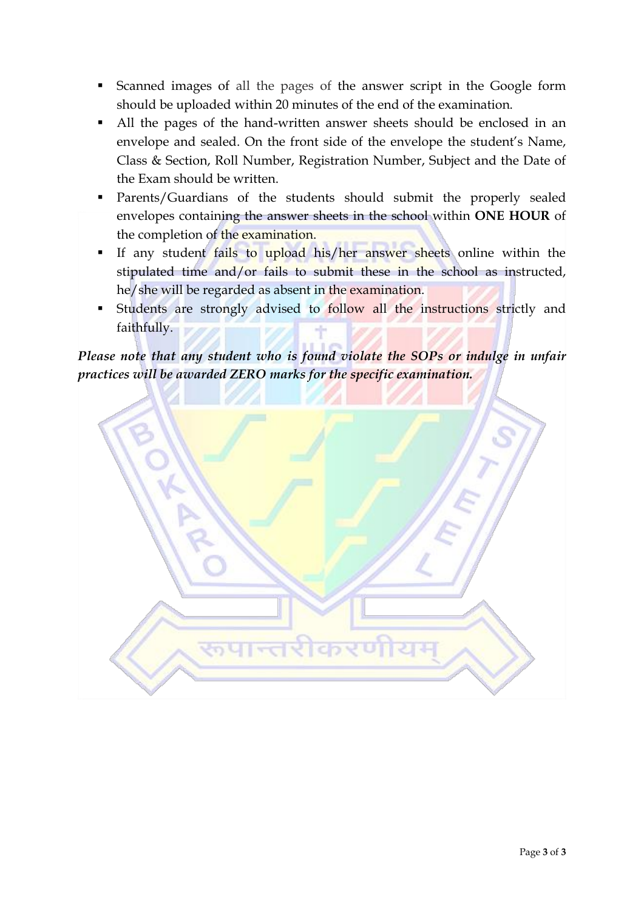- Scanned images of all the pages of the answer script in the Google form should be uploaded within 20 minutes of the end of the examination.
- All the pages of the hand-written answer sheets should be enclosed in an envelope and sealed. On the front side of the envelope the student's Name, Class & Section, Roll Number, Registration Number, Subject and the Date of the Exam should be written.
- Parents/Guardians of the students should submit the properly sealed envelopes containing the answer sheets in the school within **ONE HOUR** of the completion of the examination.
- If any student fails to upload his/her answer sheets online within the stipulated time and/or fails to submit these in the school as instructed, he/she will be regarded as absent in the examination.
- Students are strongly advised to follow all the instructions strictly and faithfully.

***Please note that any student who is found violate the SOPs or indulge in unfair practices will be awarded ZERO marks for the specific examination.***